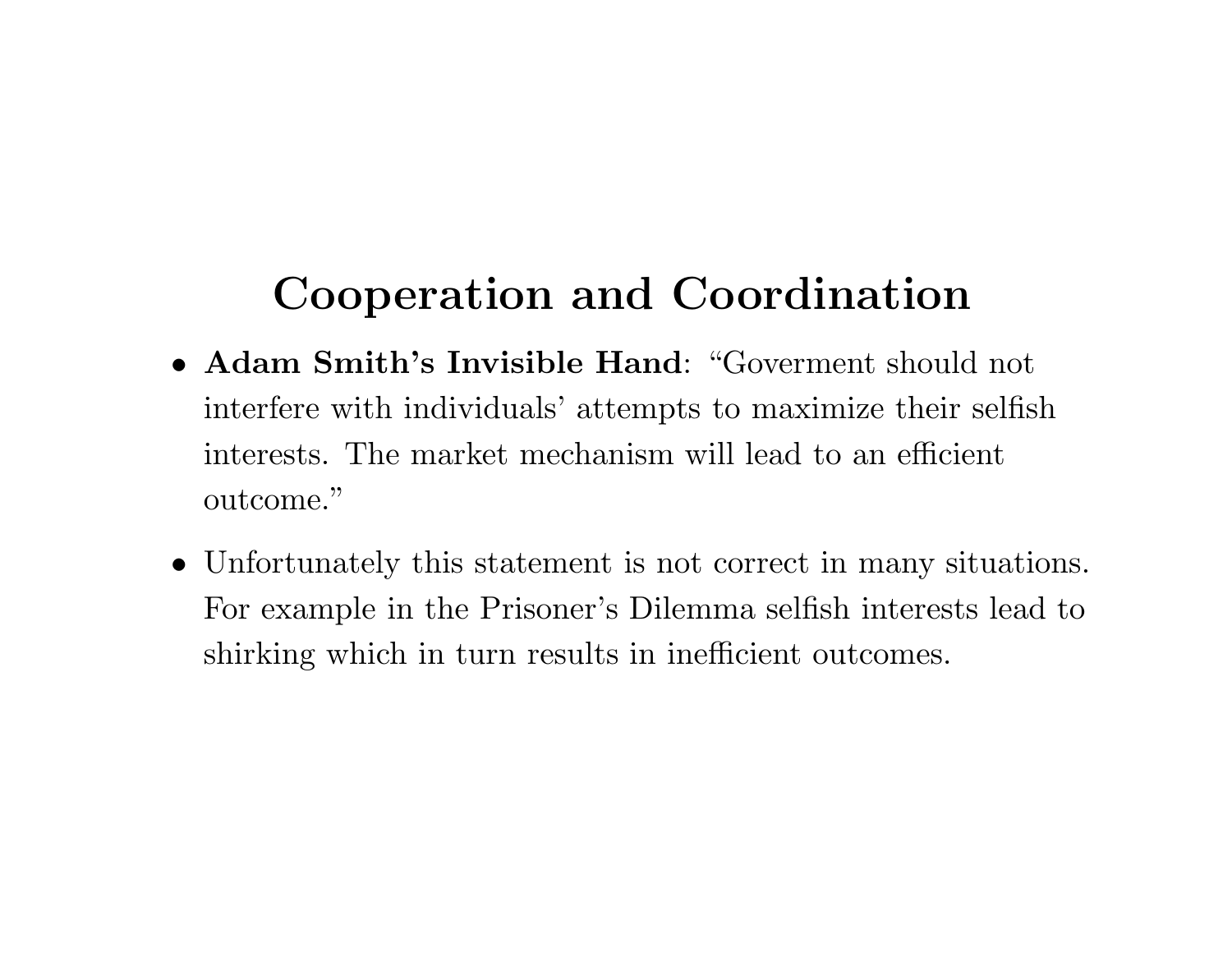# Cooperation and Coordination

- **Adam Smith's Invisible Hand**: "Goverment should not interfere with individuals' attempts to maximize their selfish interests. The market mechanism will lead to an efficient outcome."
- Unfortunately this statement is not correct in many situations. For example in the Prisoner's Dilemma selfish interests lead to shirking which in turn results in inefficient outcomes.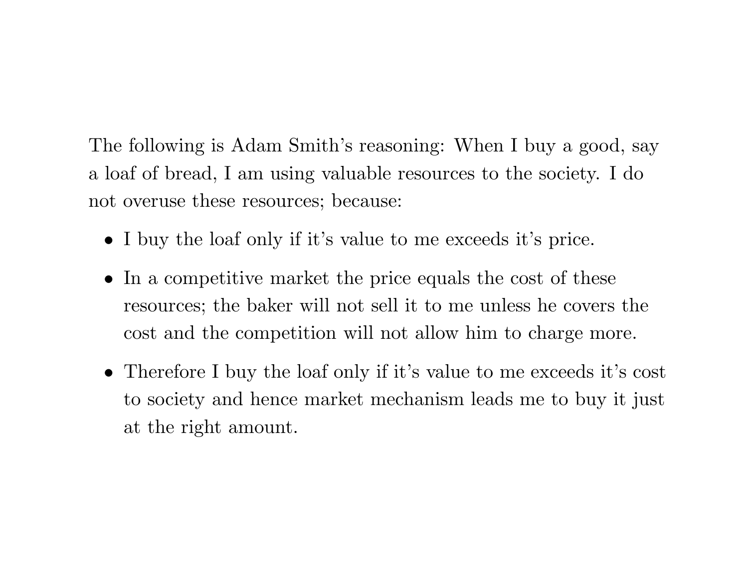The following is Adam Smith's reasoning: When I buy a good, say a loaf of bread, I am using valuable resources to the society. I do not overuse these resources; because:

- I buy the loaf only if it's value to me exceeds it's price.
- In a competitive market the price equals the cost of these resources; the baker will not sell it to me unless he covers the cost and the competition will not allow him to charge more.
- Therefore I buy the loaf only if it's value to me exceeds it's cost to society and hence market mechanism leads me to buy it just at the right amount.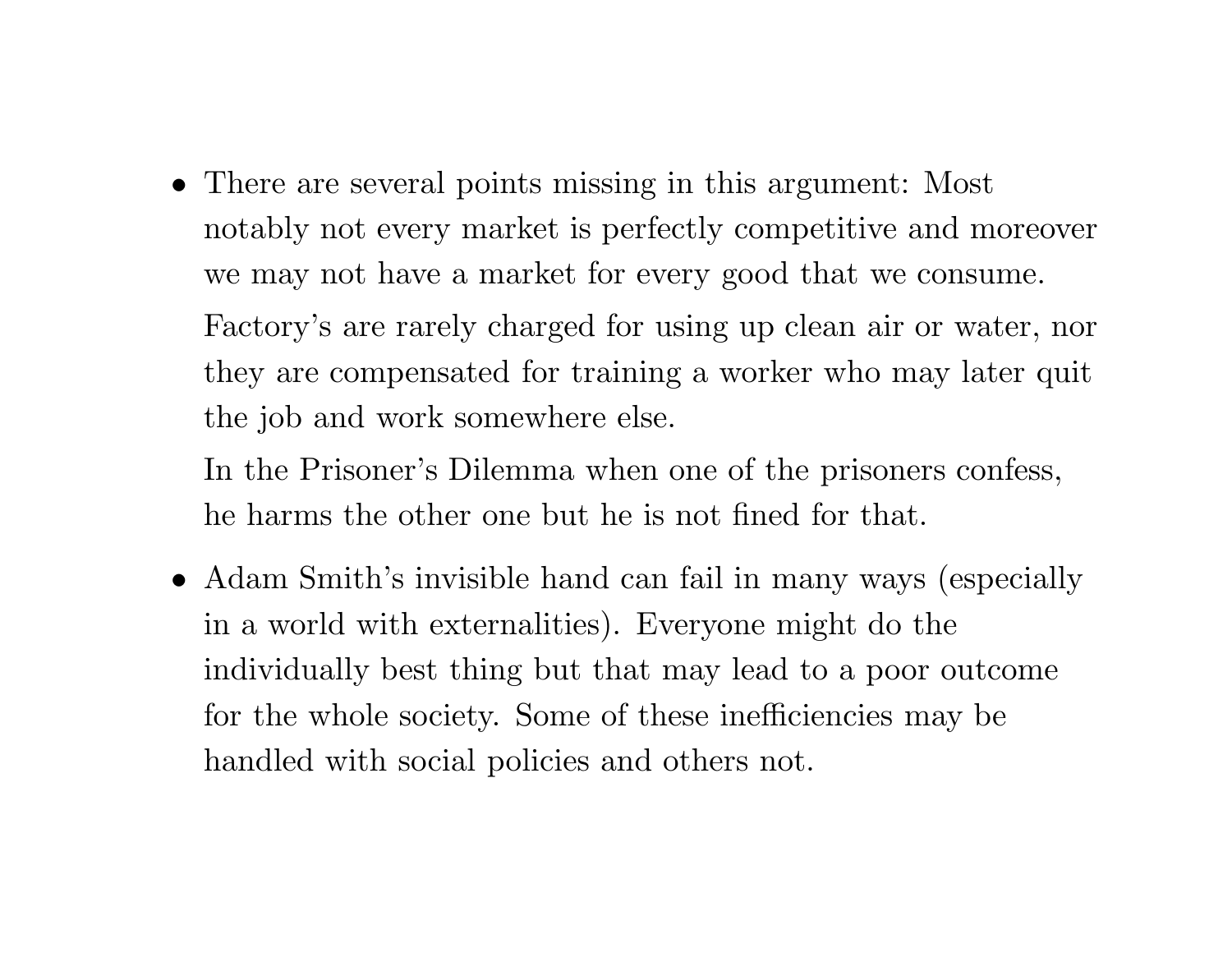- There are several points missing in this argument: Most notably not every market is perfectly competitive and moreover we may not have a market for every good that we consume.

  Factory's are rarely charged for using up clean air or water, nor they are compensated for training a worker who may later quit the job and work somewhere else.

  In the Prisoner's Dilemma when one of the prisoners confess, he harms the other one but he is not fined for that.

- Adam Smith's invisible hand can fail in many ways (especially in a world with externalities). Everyone might do the individually best thing but that may lead to a poor outcome for the whole society. Some of these inefficiencies may be handled with social policies and others not.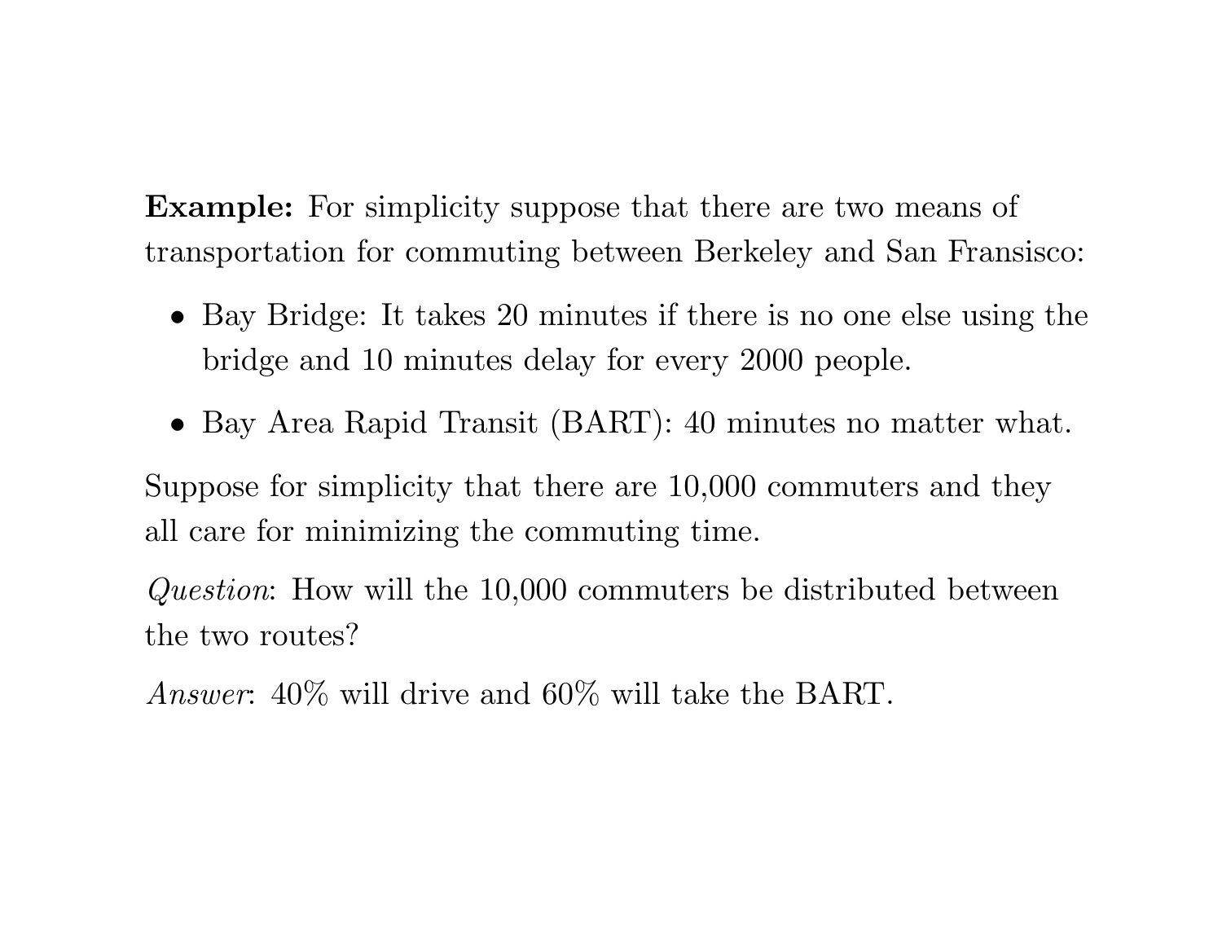**Example:** For simplicity suppose that there are two means of transportation for commuting between Berkeley and San Fransisco:

- Bay Bridge: It takes 20 minutes if there is no one else using the bridge and 10 minutes delay for every 2000 people.
- Bay Area Rapid Transit (BART): 40 minutes no matter what.

Suppose for simplicity that there are 10,000 commuters and they all care for minimizing the commuting time.

*Question*: How will the 10,000 commuters be distributed between the two routes?

*Answer*: 40% will drive and 60% will take the BART.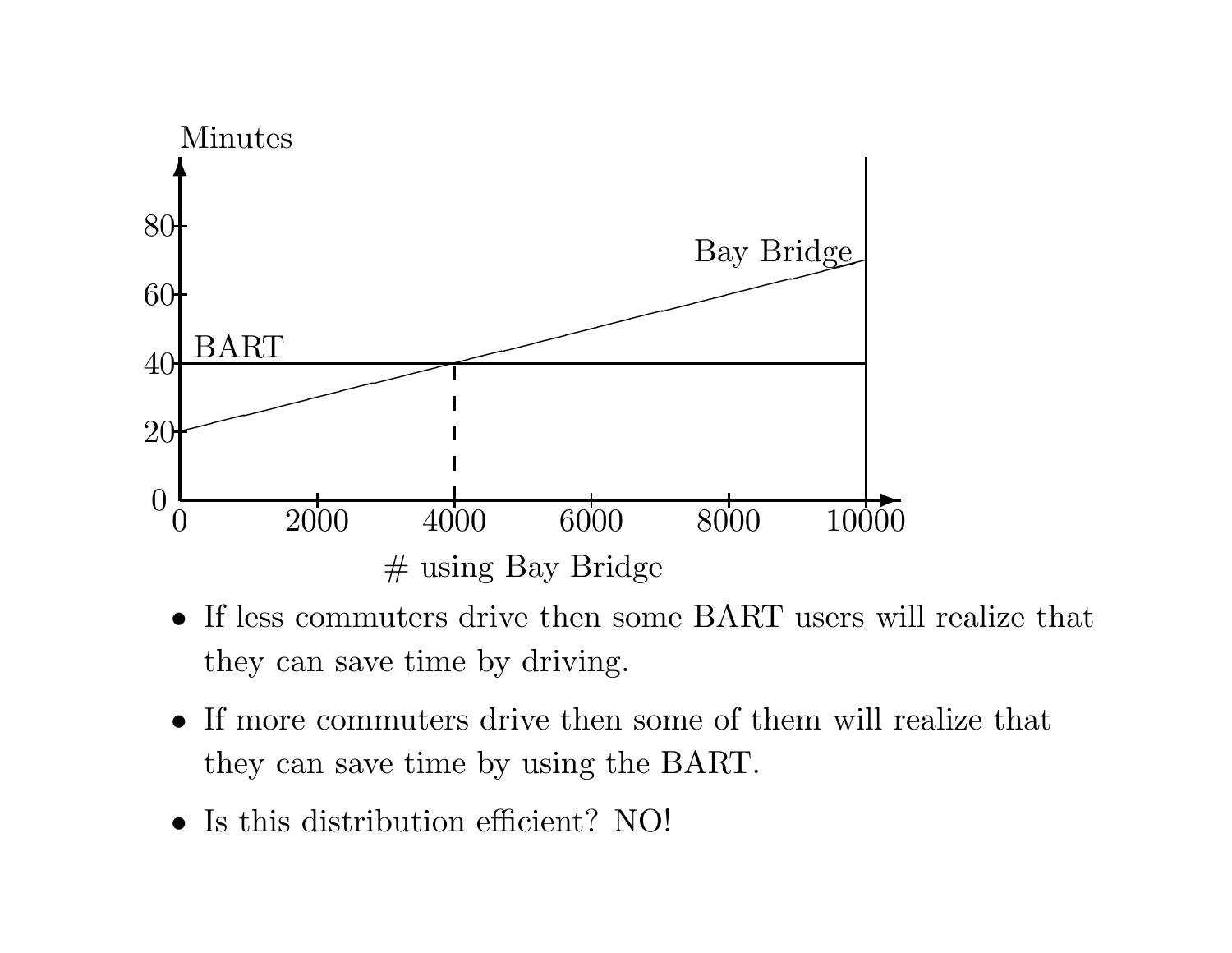- If less commuters drive then some BART users will realize that they can save time by driving.

- If more commuters drive then some of them will realize that they can save time by using the BART.

- Is this distribution efficient? NO!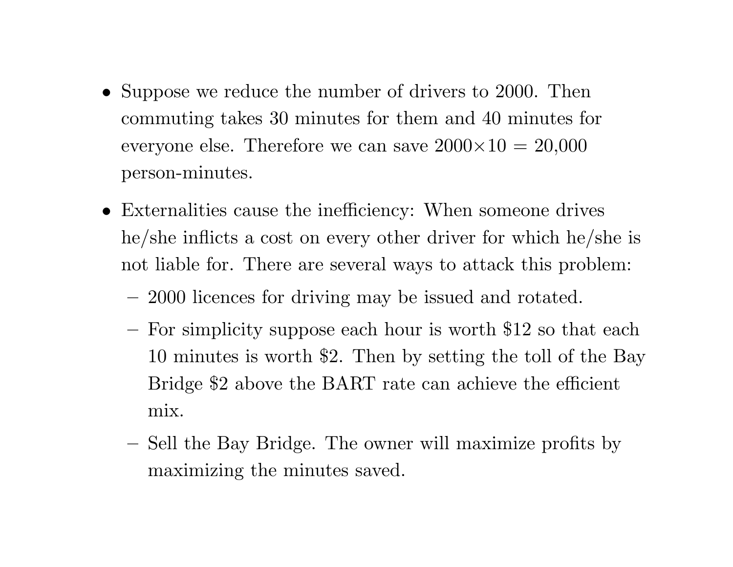- Suppose we reduce the number of drivers to 2000. Then commuting takes 30 minutes for them and 40 minutes for everyone else. Therefore we can save $2000 \times 10 = 20{,}000$ person-minutes.
- Externalities cause the inefficiency: When someone drives he/she inflicts a cost on every other driver for which he/she is not liable for. There are several ways to attack this problem:
  - 2000 licences for driving may be issued and rotated.
  - For simplicity suppose each hour is worth \$12 so that each 10 minutes is worth \$2. Then by setting the toll of the Bay Bridge \$2 above the BART rate can achieve the efficient mix.
  - Sell the Bay Bridge. The owner will maximize profits by maximizing the minutes saved.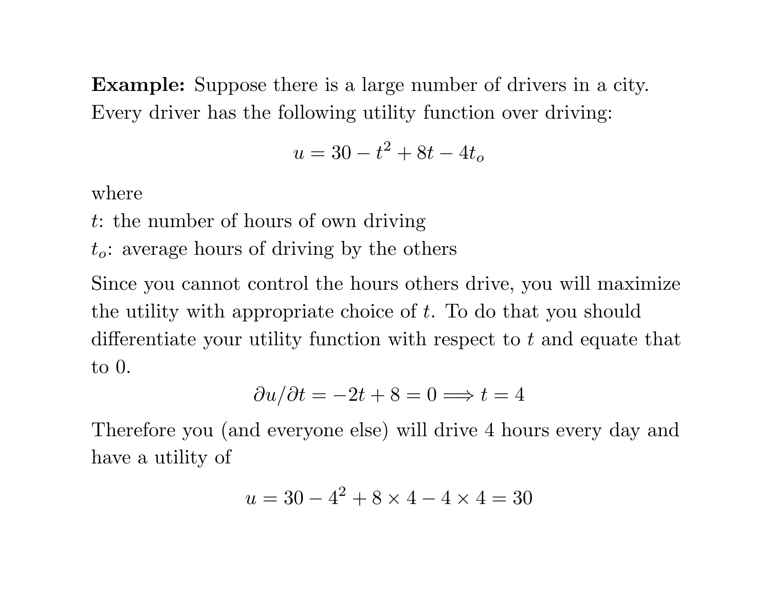**Example:** Suppose there is a large number of drivers in a city. Every driver has the following utility function over driving:

$$u = 30 - t^2 + 8t - 4t_o$$

where

$t$: the number of hours of own driving

$t_o$: average hours of driving by the others

Since you cannot control the hours others drive, you will maximize the utility with appropriate choice of $t$. To do that you should differentiate your utility function with respect to $t$ and equate that to 0.

$$\partial u / \partial t = -2t + 8 = 0 \Longrightarrow t = 4$$

Therefore you (and everyone else) will drive 4 hours every day and have a utility of

$$u = 30 - 4^2 + 8 \times 4 - 4 \times 4 = 30$$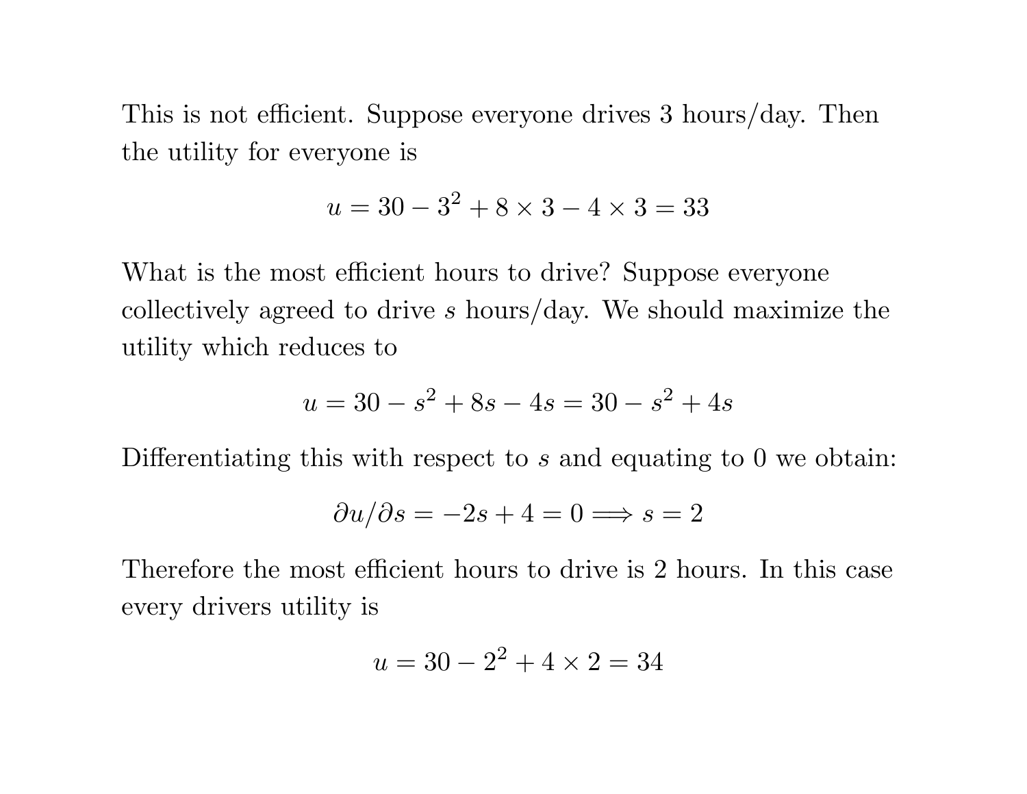This is not efficient. Suppose everyone drives 3 hours/day. Then the utility for everyone is

$$u = 30 - 3^2 + 8 \times 3 - 4 \times 3 = 33$$

What is the most efficient hours to drive? Suppose everyone collectively agreed to drive $s$ hours/day. We should maximize the utility which reduces to

$$u = 30 - s^2 + 8s - 4s = 30 - s^2 + 4s$$

Differentiating this with respect to $s$ and equating to 0 we obtain:

$$\partial u / \partial s = -2s + 4 = 0 \Longrightarrow s = 2$$

Therefore the most efficient hours to drive is 2 hours. In this case every drivers utility is

$$u = 30 - 2^2 + 4 \times 2 = 34$$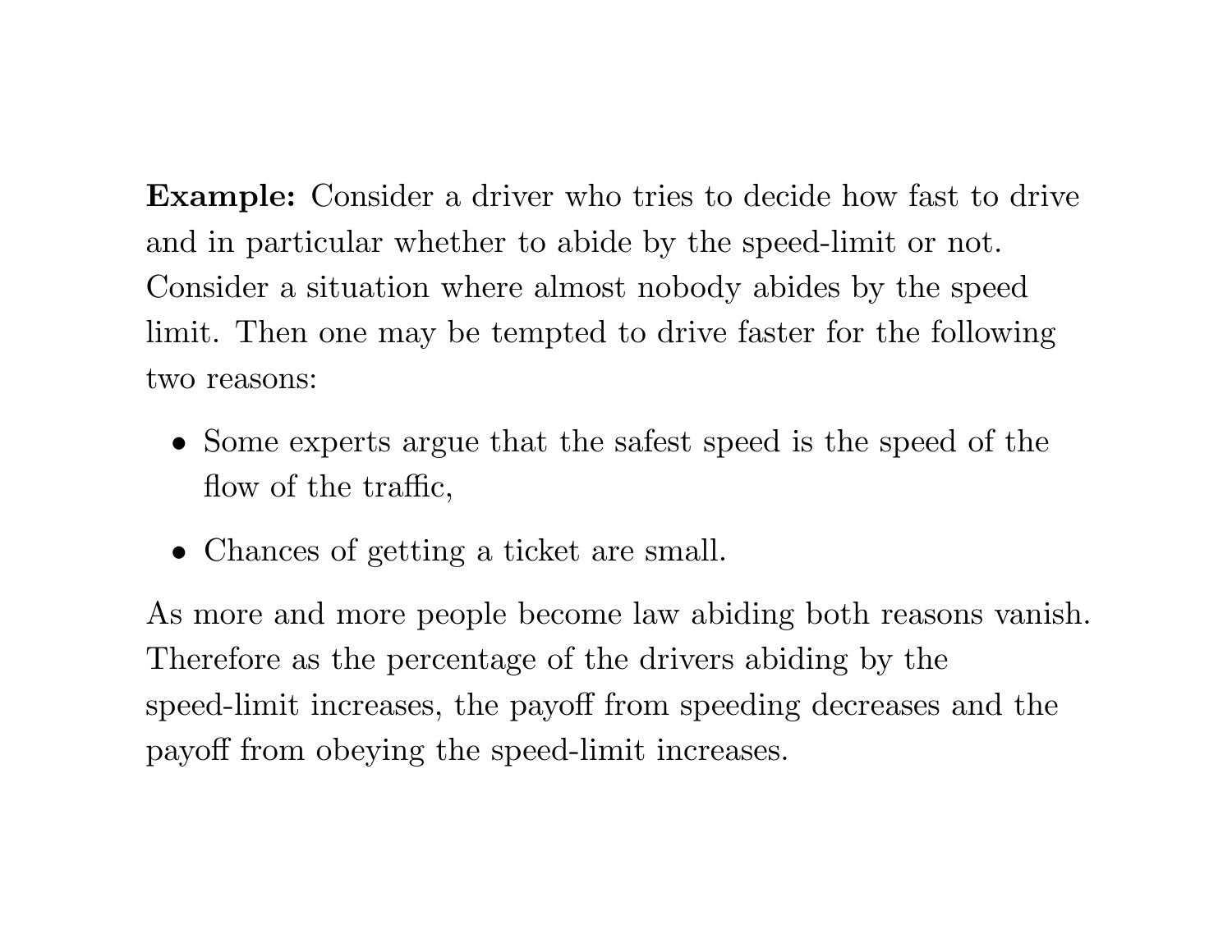**Example:** Consider a driver who tries to decide how fast to drive and in particular whether to abide by the speed-limit or not. Consider a situation where almost nobody abides by the speed limit. Then one may be tempted to drive faster for the following two reasons:

- Some experts argue that the safest speed is the speed of the flow of the traffic,
- Chances of getting a ticket are small.

As more and more people become law abiding both reasons vanish. Therefore as the percentage of the drivers abiding by the speed-limit increases, the payoff from speeding decreases and the payoff from obeying the speed-limit increases.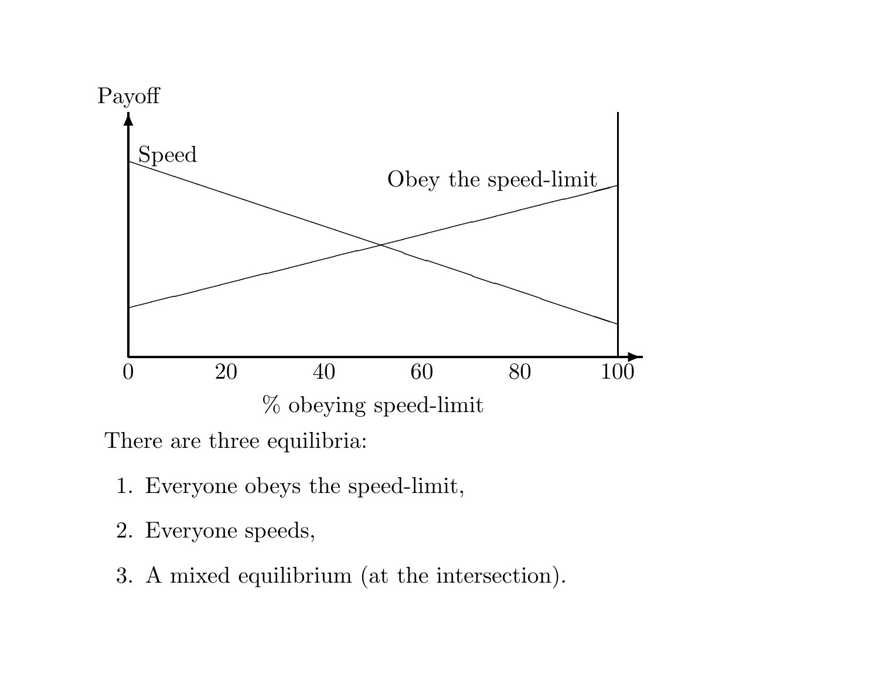There are three equilibria:

1. Everyone obeys the speed-limit,
2. Everyone speeds,
3. A mixed equilibrium (at the intersection).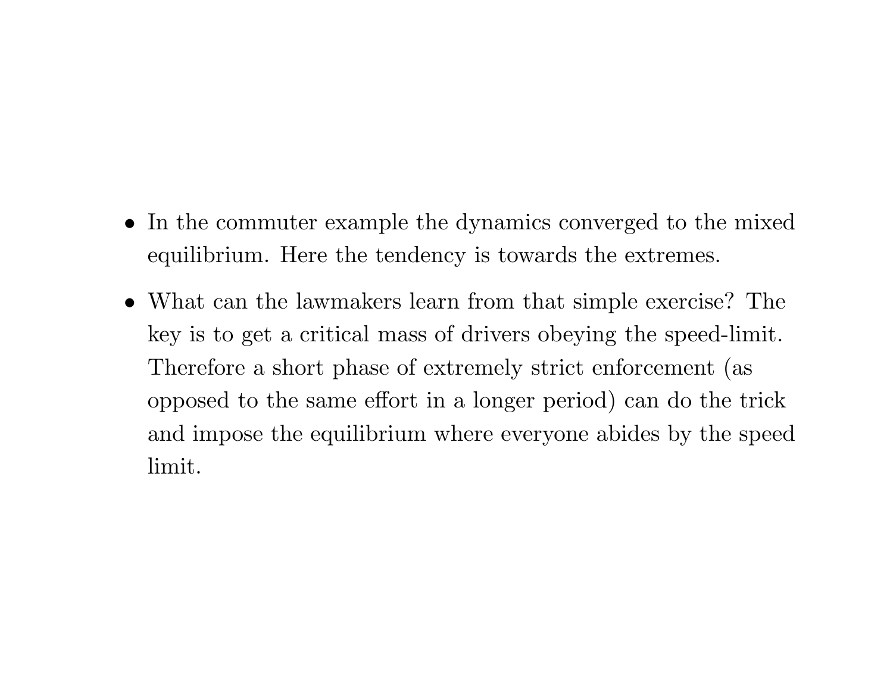- In the commuter example the dynamics converged to the mixed equilibrium. Here the tendency is towards the extremes.
- What can the lawmakers learn from that simple exercise? The key is to get a critical mass of drivers obeying the speed-limit. Therefore a short phase of extremely strict enforcement (as opposed to the same effort in a longer period) can do the trick and impose the equilibrium where everyone abides by the speed limit.